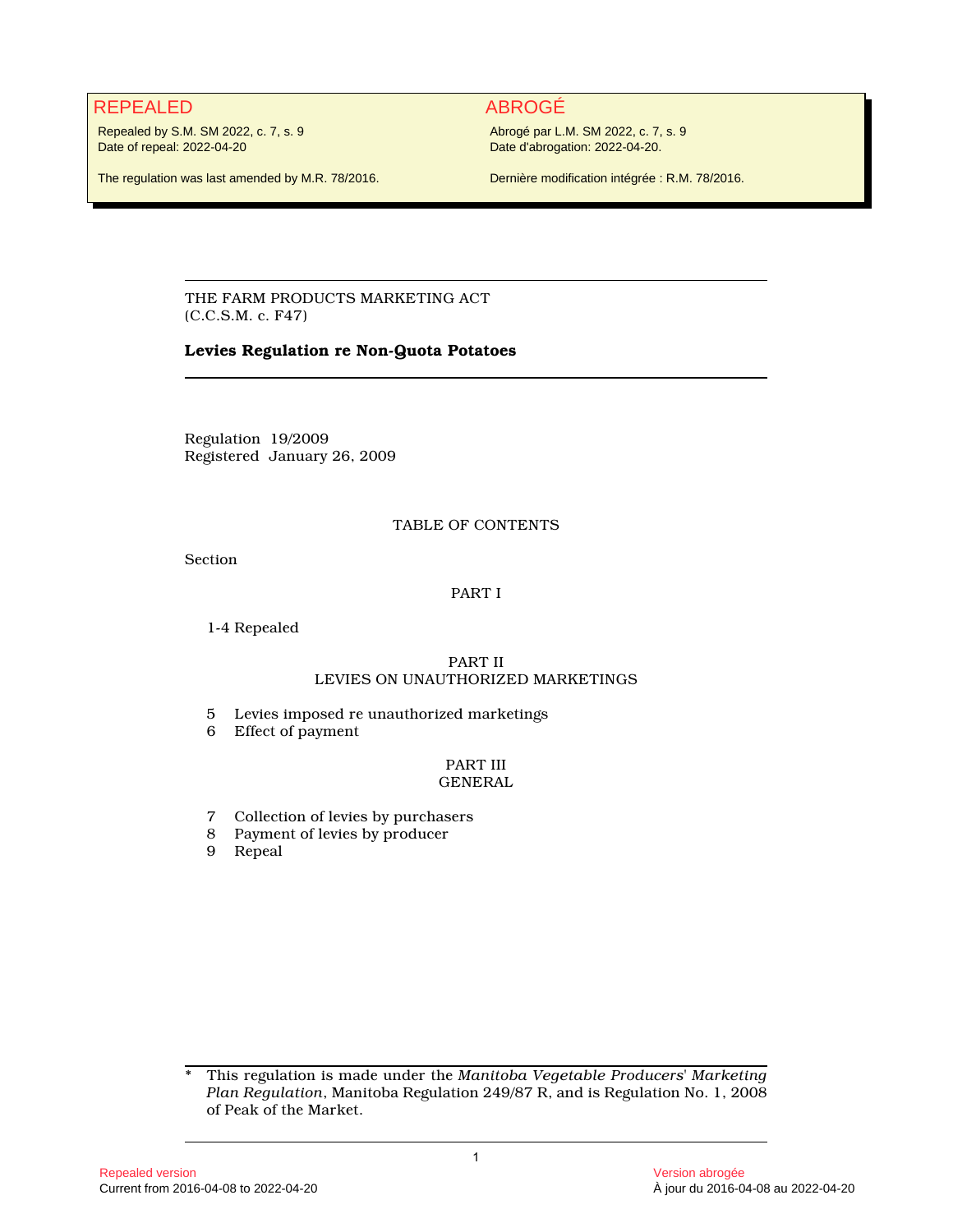REPEALED

Repealed by S.M. SM 2022, c. 7, s. 9
Date of repeal: 2022-04-20

The regulation was last amended by M.R. 78/2016.

ABROGÉ

Abrogé par L.M. SM 2022, c. 7, s. 9
Date d'abrogation: 2022-04-20.

Dernière modification intégrée : R.M. 78/2016.

---

THE FARM PRODUCTS MARKETING ACT
(C.C.S.M. c. F47)

**Levies Regulation re Non-Quota Potatoes**

---

Regulation 19/2009
Registered January 26, 2009

TABLE OF CONTENTS

Section

PART I

1-4 Repealed

PART II
LEVIES ON UNAUTHORIZED MARKETINGS

5 Levies imposed re unauthorized marketings
6 Effect of payment

PART III
GENERAL

7 Collection of levies by purchasers
8 Payment of levies by producer
9 Repeal

---

\* This regulation is made under the *Manitoba Vegetable Producers' Marketing Plan Regulation*, Manitoba Regulation 249/87 R, and is Regulation No. 1, 2008 of Peak of the Market.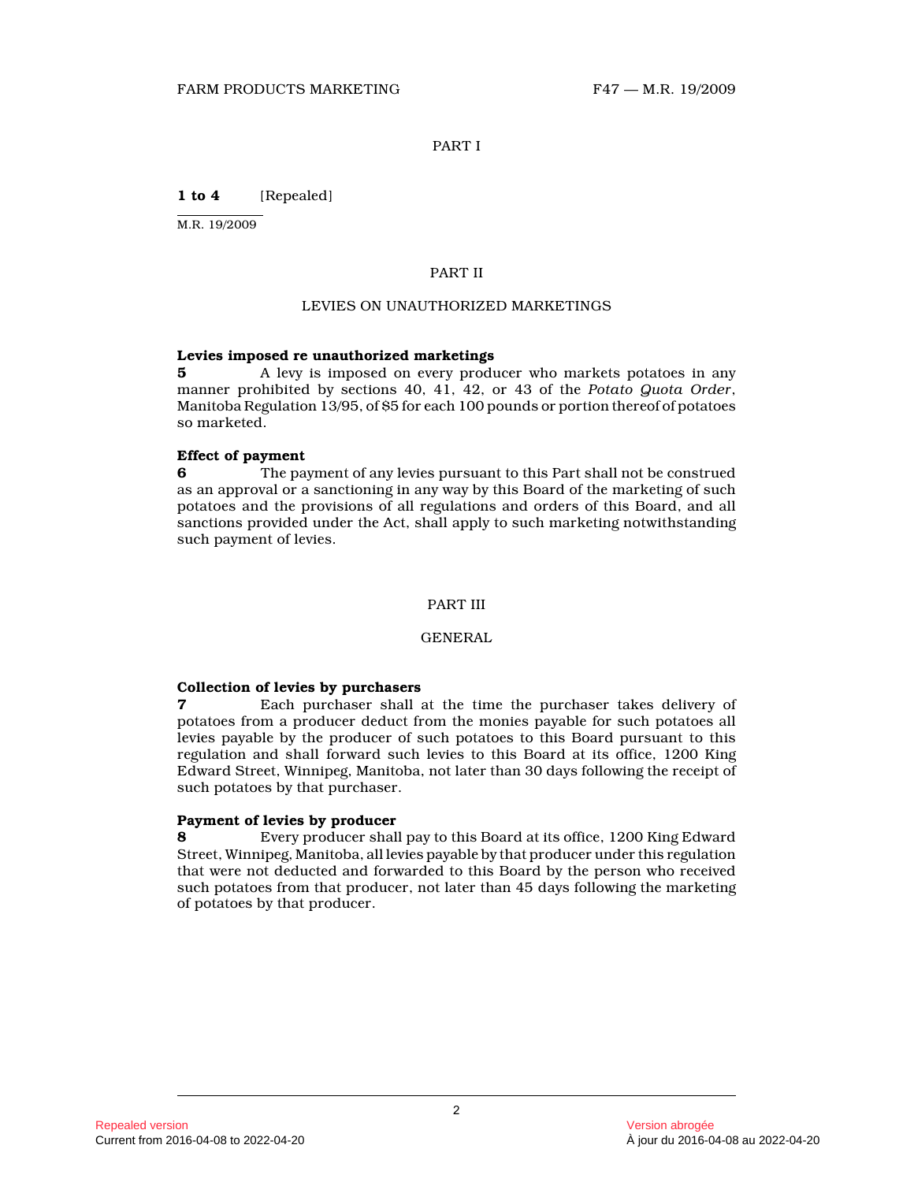PART I

**1 to 4** [Repealed]

M.R. 19/2009

PART II

LEVIES ON UNAUTHORIZED MARKETINGS

**Levies imposed re unauthorized marketings**

**5** A levy is imposed on every producer who markets potatoes in any manner prohibited by sections 40, 41, 42, or 43 of the *Potato Quota Order*, Manitoba Regulation 13/95, of $5 for each 100 pounds or portion thereof of potatoes so marketed.

**Effect of payment**

**6** The payment of any levies pursuant to this Part shall not be construed as an approval or a sanctioning in any way by this Board of the marketing of such potatoes and the provisions of all regulations and orders of this Board, and all sanctions provided under the Act, shall apply to such marketing notwithstanding such payment of levies.

PART III

GENERAL

**Collection of levies by purchasers**

**7** Each purchaser shall at the time the purchaser takes delivery of potatoes from a producer deduct from the monies payable for such potatoes all levies payable by the producer of such potatoes to this Board pursuant to this regulation and shall forward such levies to this Board at its office, 1200 King Edward Street, Winnipeg, Manitoba, not later than 30 days following the receipt of such potatoes by that purchaser.

**Payment of levies by producer**

**8** Every producer shall pay to this Board at its office, 1200 King Edward Street, Winnipeg, Manitoba, all levies payable by that producer under this regulation that were not deducted and forwarded to this Board by the person who received such potatoes from that producer, not later than 45 days following the marketing of potatoes by that producer.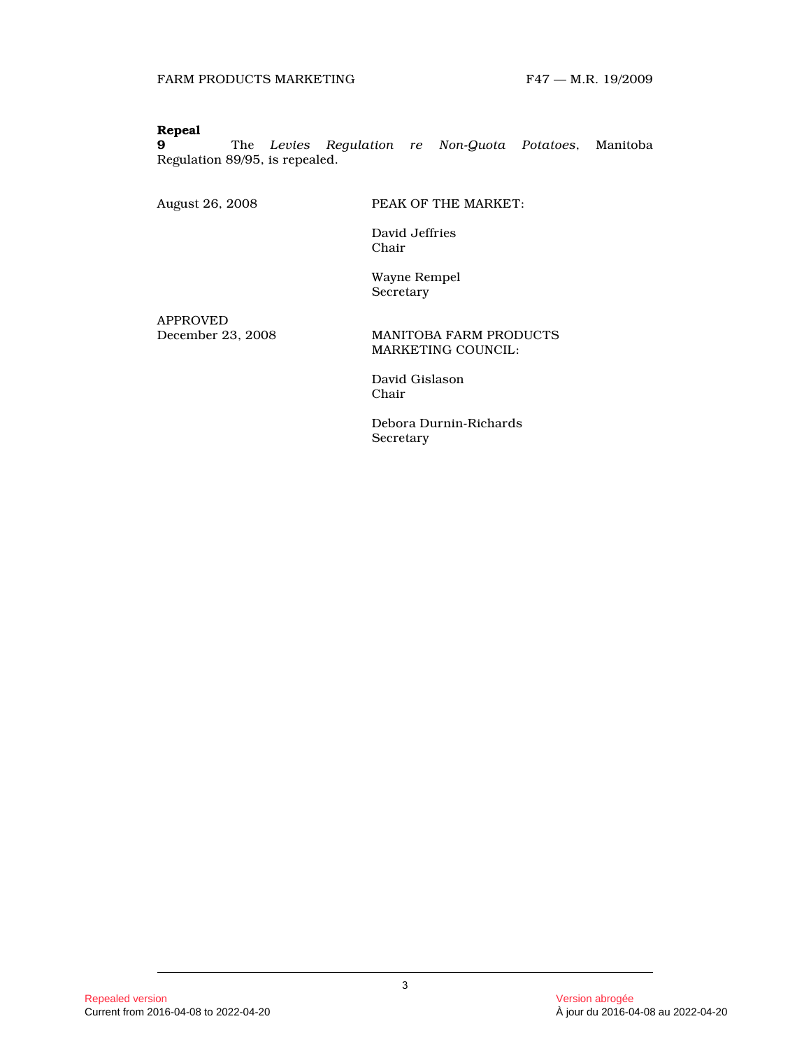**Repeal**

**9** The *Levies Regulation re Non-Quota Potatoes*, Manitoba Regulation 89/95, is repealed.

August 26, 2008

PEAK OF THE MARKET:

David Jeffries
Chair

Wayne Rempel
Secretary

APPROVED
December 23, 2008

MANITOBA FARM PRODUCTS MARKETING COUNCIL:

David Gislason
Chair

Debora Durnin-Richards
Secretary